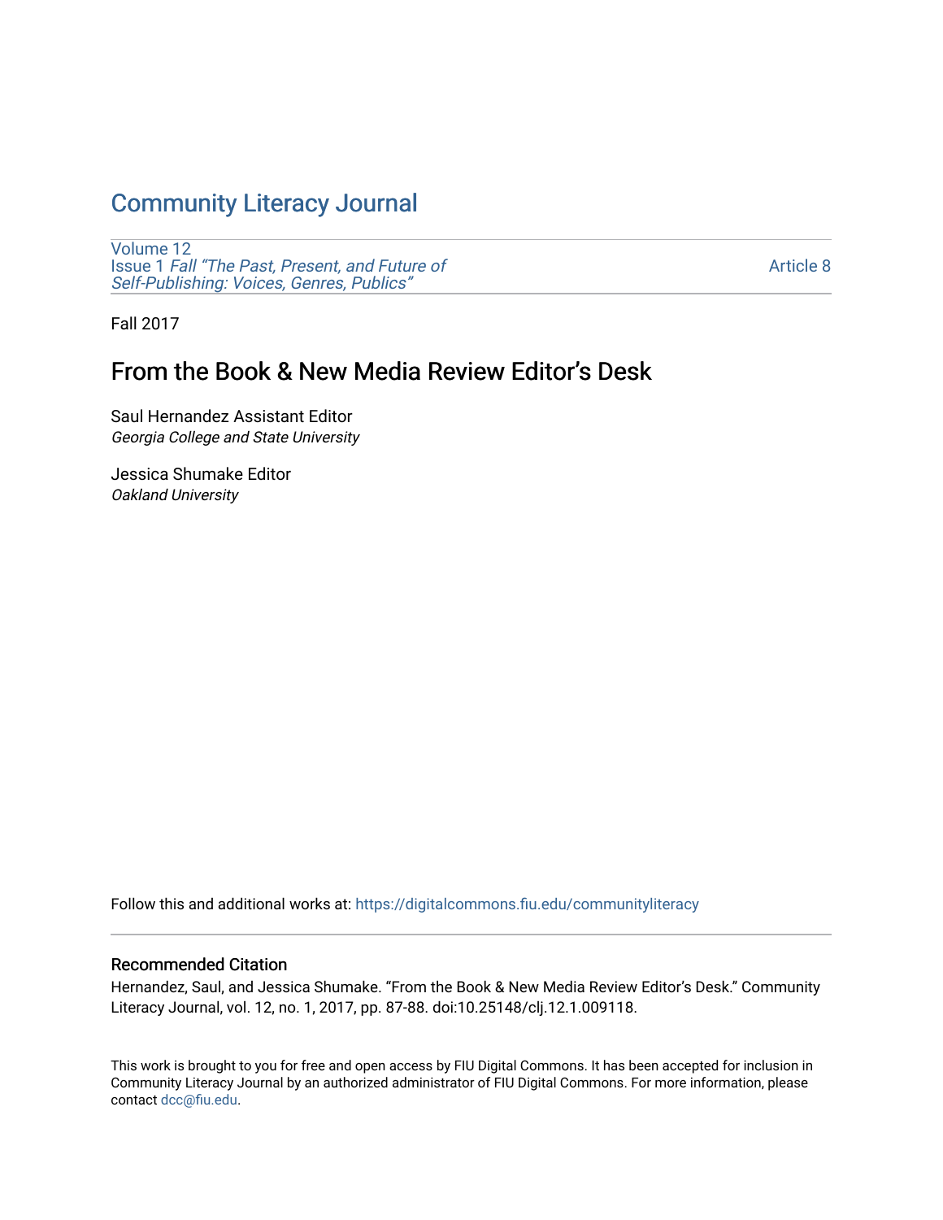# Community Literacy Journal

Volume 12
Issue 1 *Fall "The Past, Present, and Future of Self-Publishing: Voices, Genres, Publics"*

Article 8

Fall 2017

## From the Book & New Media Review Editor's Desk

Saul Hernandez Assistant Editor
*Georgia College and State University*

Jessica Shumake Editor
*Oakland University*

Follow this and additional works at: https://digitalcommons.fiu.edu/communityliteracy

### Recommended Citation

Hernandez, Saul, and Jessica Shumake. "From the Book & New Media Review Editor's Desk." Community Literacy Journal, vol. 12, no. 1, 2017, pp. 87-88. doi:10.25148/clj.12.1.009118.

This work is brought to you for free and open access by FIU Digital Commons. It has been accepted for inclusion in Community Literacy Journal by an authorized administrator of FIU Digital Commons. For more information, please contact dcc@fiu.edu.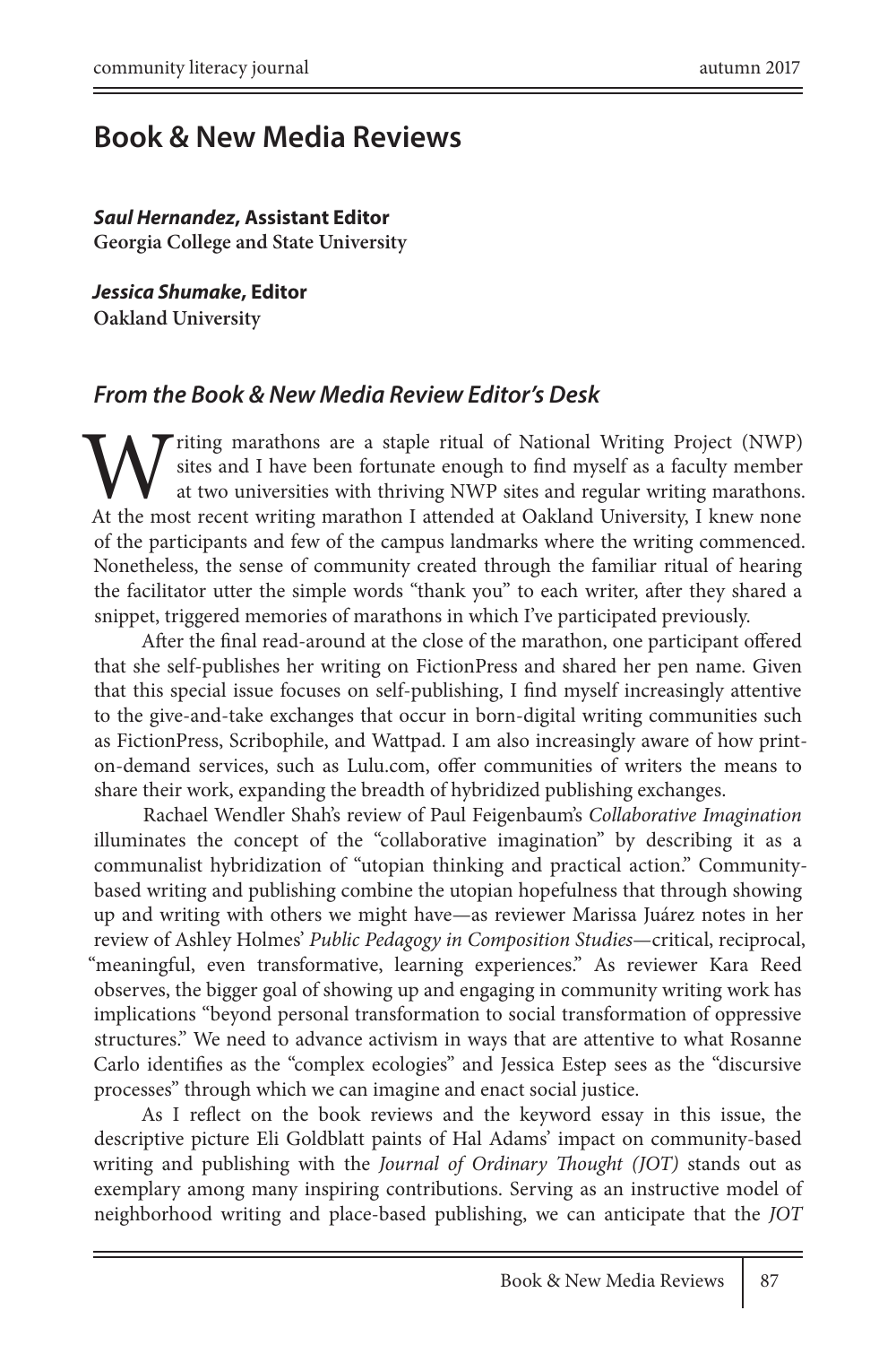# Book & New Media Reviews

***Saul Hernandez*, Assistant Editor**
**Georgia College and State University**

***Jessica Shumake*, Editor**
**Oakland University**

## *From the Book & New Media Review Editor's Desk*

Writing marathons are a staple ritual of National Writing Project (NWP) sites and I have been fortunate enough to find myself as a faculty member at two universities with thriving NWP sites and regular writing marathons. At the most recent writing marathon I attended at Oakland University, I knew none of the participants and few of the campus landmarks where the writing commenced. Nonetheless, the sense of community created through the familiar ritual of hearing the facilitator utter the simple words "thank you" to each writer, after they shared a snippet, triggered memories of marathons in which I've participated previously.

After the final read-around at the close of the marathon, one participant offered that she self-publishes her writing on FictionPress and shared her pen name. Given that this special issue focuses on self-publishing, I find myself increasingly attentive to the give-and-take exchanges that occur in born-digital writing communities such as FictionPress, Scribophile, and Wattpad. I am also increasingly aware of how print-on-demand services, such as Lulu.com, offer communities of writers the means to share their work, expanding the breadth of hybridized publishing exchanges.

Rachael Wendler Shah's review of Paul Feigenbaum's *Collaborative Imagination* illuminates the concept of the "collaborative imagination" by describing it as a communalist hybridization of "utopian thinking and practical action." Community-based writing and publishing combine the utopian hopefulness that through showing up and writing with others we might have—as reviewer Marissa Juárez notes in her review of Ashley Holmes' *Public Pedagogy in Composition Studies*—critical, reciprocal, "meaningful, even transformative, learning experiences." As reviewer Kara Reed observes, the bigger goal of showing up and engaging in community writing work has implications "beyond personal transformation to social transformation of oppressive structures." We need to advance activism in ways that are attentive to what Rosanne Carlo identifies as the "complex ecologies" and Jessica Estep sees as the "discursive processes" through which we can imagine and enact social justice.

As I reflect on the book reviews and the keyword essay in this issue, the descriptive picture Eli Goldblatt paints of Hal Adams' impact on community-based writing and publishing with the *Journal of Ordinary Thought (JOT)* stands out as exemplary among many inspiring contributions. Serving as an instructive model of neighborhood writing and place-based publishing, we can anticipate that the *JOT*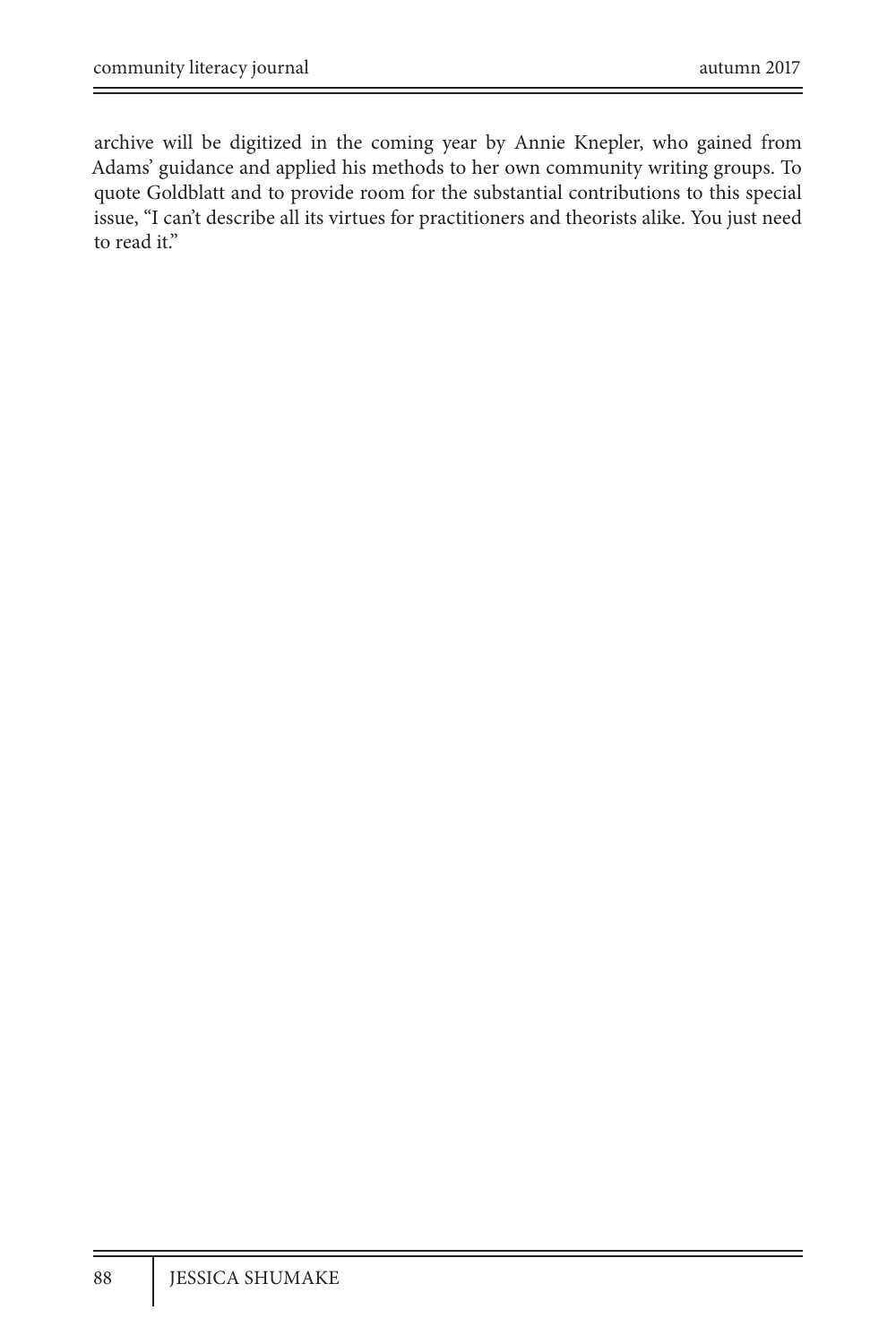archive will be digitized in the coming year by Annie Knepler, who gained from Adams' guidance and applied his methods to her own community writing groups. To quote Goldblatt and to provide room for the substantial contributions to this special issue, "I can't describe all its virtues for practitioners and theorists alike. You just need to read it."